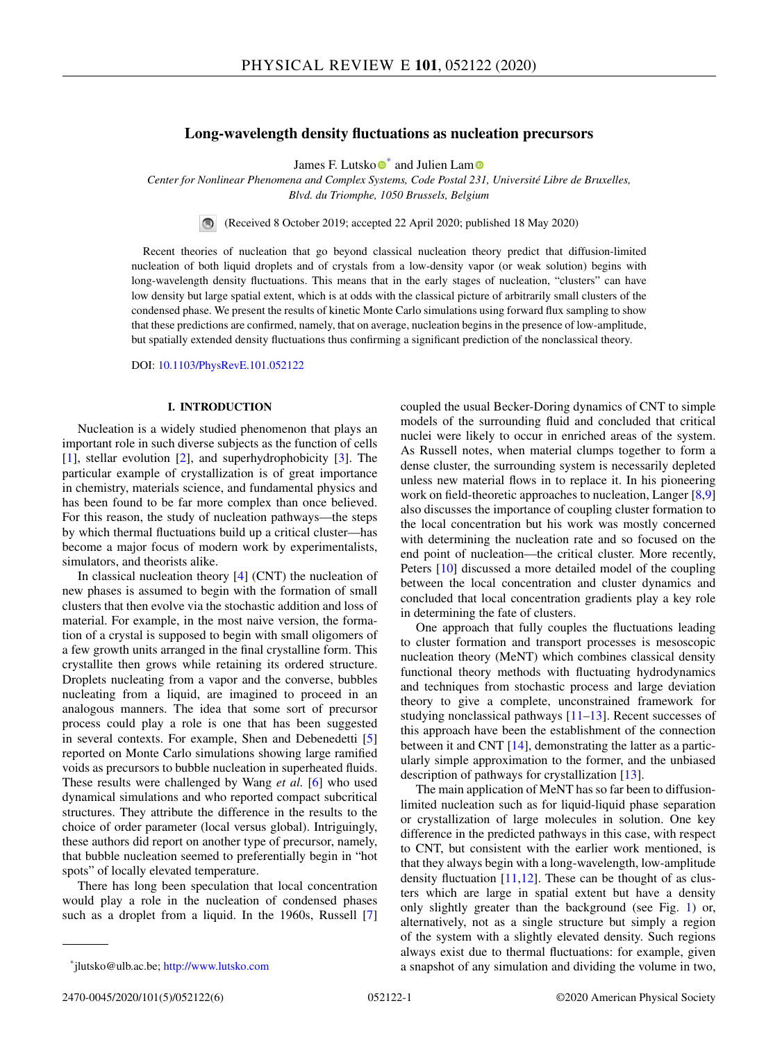# Long-wavelength density fluctuations as nucleation precursors

James F. Lutsko* and Julien Lam

*Center for Nonlinear Phenomena and Complex Systems, Code Postal 231, Université Libre de Bruxelles, Blvd. du Triomphe, 1050 Brussels, Belgium*

(Received 8 October 2019; accepted 22 April 2020; published 18 May 2020)

Recent theories of nucleation that go beyond classical nucleation theory predict that diffusion-limited nucleation of both liquid droplets and of crystals from a low-density vapor (or weak solution) begins with long-wavelength density fluctuations. This means that in the early stages of nucleation, "clusters" can have low density but large spatial extent, which is at odds with the classical picture of arbitrarily small clusters of the condensed phase. We present the results of kinetic Monte Carlo simulations using forward flux sampling to show that these predictions are confirmed, namely, that on average, nucleation begins in the presence of low-amplitude, but spatially extended density fluctuations thus confirming a significant prediction of the nonclassical theory.

DOI: 10.1103/PhysRevE.101.052122

## I. INTRODUCTION

Nucleation is a widely studied phenomenon that plays an important role in such diverse subjects as the function of cells [1], stellar evolution [2], and superhydrophobicity [3]. The particular example of crystallization is of great importance in chemistry, materials science, and fundamental physics and has been found to be far more complex than once believed. For this reason, the study of nucleation pathways—the steps by which thermal fluctuations build up a critical cluster—has become a major focus of modern work by experimentalists, simulators, and theorists alike.

In classical nucleation theory [4] (CNT) the nucleation of new phases is assumed to begin with the formation of small clusters that then evolve via the stochastic addition and loss of material. For example, in the most naive version, the formation of a crystal is supposed to begin with small oligomers of a few growth units arranged in the final crystalline form. This crystallite then grows while retaining its ordered structure. Droplets nucleating from a vapor and the converse, bubbles nucleating from a liquid, are imagined to proceed in an analogous manners. The idea that some sort of precursor process could play a role is one that has been suggested in several contexts. For example, Shen and Debenedetti [5] reported on Monte Carlo simulations showing large ramified voids as precursors to bubble nucleation in superheated fluids. These results were challenged by Wang *et al.* [6] who used dynamical simulations and who reported compact subcritical structures. They attribute the difference in the results to the choice of order parameter (local versus global). Intriguingly, these authors did report on another type of precursor, namely, that bubble nucleation seemed to preferentially begin in "hot spots" of locally elevated temperature.

There has long been speculation that local concentration would play a role in the nucleation of condensed phases such as a droplet from a liquid. In the 1960s, Russell [7] coupled the usual Becker-Doring dynamics of CNT to simple models of the surrounding fluid and concluded that critical nuclei were likely to occur in enriched areas of the system. As Russell notes, when material clumps together to form a dense cluster, the surrounding system is necessarily depleted unless new material flows in to replace it. In his pioneering work on field-theoretic approaches to nucleation, Langer [8,9] also discusses the importance of coupling cluster formation to the local concentration but his work was mostly concerned with determining the nucleation rate and so focused on the end point of nucleation—the critical cluster. More recently, Peters [10] discussed a more detailed model of the coupling between the local concentration and cluster dynamics and concluded that local concentration gradients play a key role in determining the fate of clusters.

One approach that fully couples the fluctuations leading to cluster formation and transport processes is mesoscopic nucleation theory (MeNT) which combines classical density functional theory methods with fluctuating hydrodynamics and techniques from stochastic process and large deviation theory to give a complete, unconstrained framework for studying nonclassical pathways [11–13]. Recent successes of this approach have been the establishment of the connection between it and CNT [14], demonstrating the latter as a particularly simple approximation to the former, and the unbiased description of pathways for crystallization [13].

The main application of MeNT has so far been to diffusion-limited nucleation such as for liquid-liquid phase separation or crystallization of large molecules in solution. One key difference in the predicted pathways in this case, with respect to CNT, but consistent with the earlier work mentioned, is that they always begin with a long-wavelength, low-amplitude density fluctuation [11,12]. These can be thought of as clusters which are large in spatial extent but have a density only slightly greater than the background (see Fig. 1) or, alternatively, not as a single structure but simply a region of the system with a slightly elevated density. Such regions always exist due to thermal fluctuations: for example, given a snapshot of any simulation and dividing the volume in two,

*jlutsko@ulb.ac.be; http://www.lutsko.com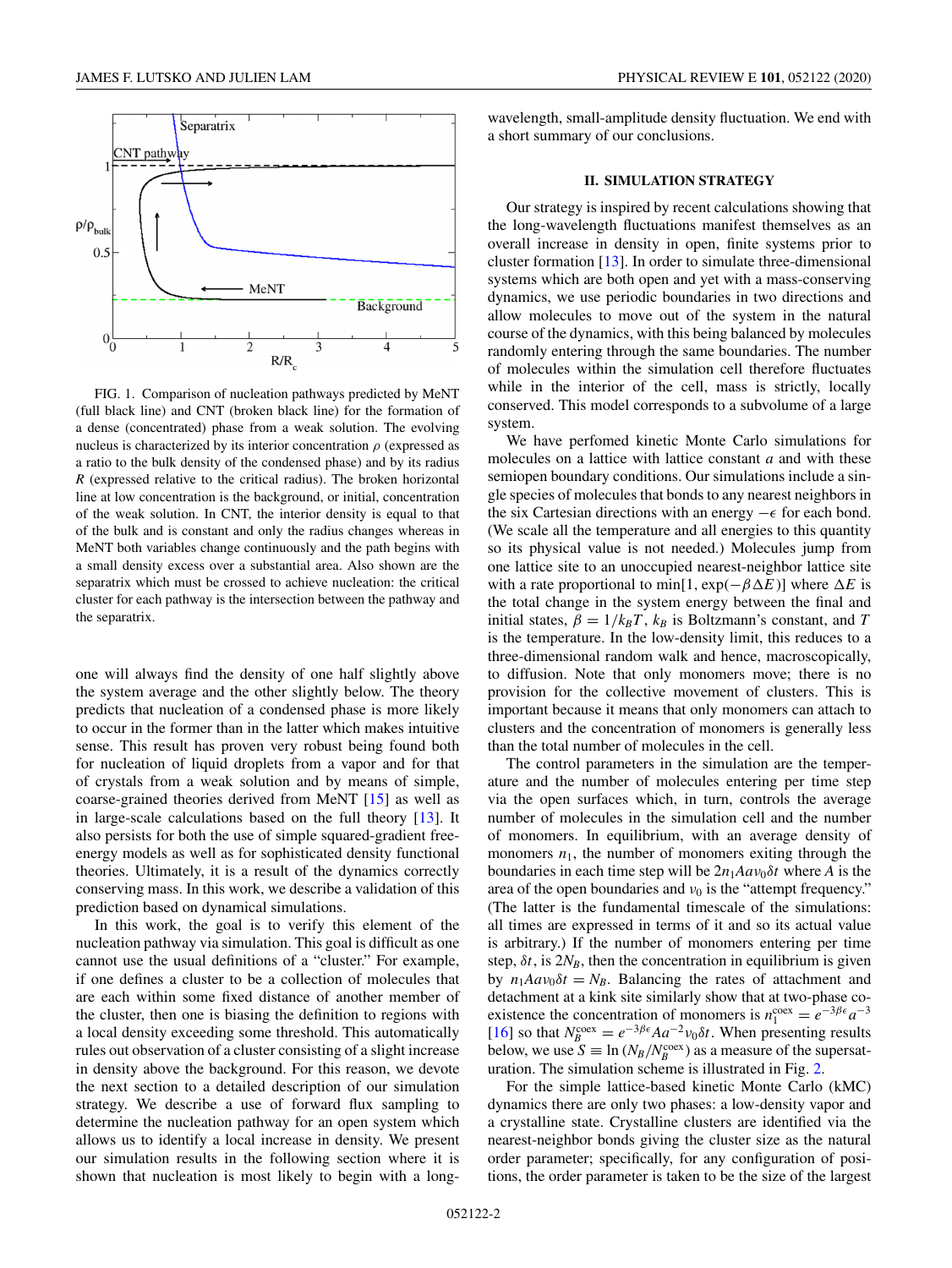Separatrix

CNT pathway

MeNT

Background

$\rho/\rho_{bulk}$

1

0.5

0

0

1

2

3

4

5

$R/R_c$

FIG. 1. Comparison of nucleation pathways predicted by MeNT (full black line) and CNT (broken black line) for the formation of a dense (concentrated) phase from a weak solution. The evolving nucleus is characterized by its interior concentration $\rho$ (expressed as a ratio to the bulk density of the condensed phase) and by its radius $R$ (expressed relative to the critical radius). The broken horizontal line at low concentration is the background, or initial, concentration of the weak solution. In CNT, the interior density is equal to that of the bulk and is constant and only the radius changes whereas in MeNT both variables change continuously and the path begins with a small density excess over a substantial area. Also shown are the separatrix which must be crossed to achieve nucleation: the critical cluster for each pathway is the intersection between the pathway and the separatrix.

one will always find the density of one half slightly above the system average and the other slightly below. The theory predicts that nucleation of a condensed phase is more likely to occur in the former than in the latter which makes intuitive sense. This result has proven very robust being found both for nucleation of liquid droplets from a vapor and for that of crystals from a weak solution and by means of simple, coarse-grained theories derived from MeNT [15] as well as in large-scale calculations based on the full theory [13]. It also persists for both the use of simple squared-gradient free-energy models as well as for sophisticated density functional theories. Ultimately, it is a result of the dynamics correctly conserving mass. In this work, we describe a validation of this prediction based on dynamical simulations.

In this work, the goal is to verify this element of the nucleation pathway via simulation. This goal is difficult as one cannot use the usual definitions of a "cluster." For example, if one defines a cluster to be a collection of molecules that are each within some fixed distance of another member of the cluster, then one is biasing the definition to regions with a local density exceeding some threshold. This automatically rules out observation of a cluster consisting of a slight increase in density above the background. For this reason, we devote the next section to a detailed description of our simulation strategy. We describe a use of forward flux sampling to determine the nucleation pathway for an open system which allows us to identify a local increase in density. We present our simulation results in the following section where it is shown that nucleation is most likely to begin with a long-wavelength, small-amplitude density fluctuation. We end with a short summary of our conclusions.

## II. SIMULATION STRATEGY

Our strategy is inspired by recent calculations showing that the long-wavelength fluctuations manifest themselves as an overall increase in density in open, finite systems prior to cluster formation [13]. In order to simulate three-dimensional systems which are both open and yet with a mass-conserving dynamics, we use periodic boundaries in two directions and allow molecules to move out of the system in the natural course of the dynamics, with this being balanced by molecules randomly entering through the same boundaries. The number of molecules within the simulation cell therefore fluctuates while in the interior of the cell, mass is strictly, locally conserved. This model corresponds to a subvolume of a large system.

We have perfomed kinetic Monte Carlo simulations for molecules on a lattice with lattice constant $a$ and with these semiopen boundary conditions. Our simulations include a single species of molecules that bonds to any nearest neighbors in the six Cartesian directions with an energy $-\epsilon$ for each bond. (We scale all the temperature and all energies to this quantity so its physical value is not needed.) Molecules jump from one lattice site to an unoccupied nearest-neighbor lattice site with a rate proportional to $\min[1, \exp(-\beta\Delta E)]$ where $\Delta E$ is the total change in the system energy between the final and initial states, $\beta = 1/k_BT$, $k_B$ is Boltzmann's constant, and $T$ is the temperature. In the low-density limit, this reduces to a three-dimensional random walk and hence, macroscopically, to diffusion. Note that only monomers move; there is no provision for the collective movement of clusters. This is important because it means that only monomers can attach to clusters and the concentration of monomers is generally less than the total number of molecules in the cell.

The control parameters in the simulation are the temperature and the number of molecules entering per time step via the open surfaces which, in turn, controls the average number of molecules in the simulation cell and the number of monomers. In equilibrium, with an average density of monomers $n_1$, the number of monomers exiting through the boundaries in each time step will be $2n_1Aa\nu_0\delta t$ where $A$ is the area of the open boundaries and $\nu_0$ is the "attempt frequency." (The latter is the fundamental timescale of the simulations: all times are expressed in terms of it and so its actual value is arbitrary.) If the number of monomers entering per time step, $\delta t$, is $2N_B$, then the concentration in equilibrium is given by $n_1Aa\nu_0\delta t = N_B$. Balancing the rates of attachment and detachment at a kink site similarly show that at two-phase coexistence the concentration of monomers is $n_1^{\text{coex}} = e^{-3\beta\epsilon}a^{-3}$ [16] so that $N_B^{\text{coex}} = e^{-3\beta\epsilon}Aa^{-2}\nu_0\delta t$. When presenting results below, we use $S \equiv \ln(N_B/N_B^{\text{coex}})$ as a measure of the supersaturation. The simulation scheme is illustrated in Fig. 2.

For the simple lattice-based kinetic Monte Carlo (kMC) dynamics there are only two phases: a low-density vapor and a crystalline state. Crystalline clusters are identified via the nearest-neighbor bonds giving the cluster size as the natural order parameter; specifically, for any configuration of positions, the order parameter is taken to be the size of the largest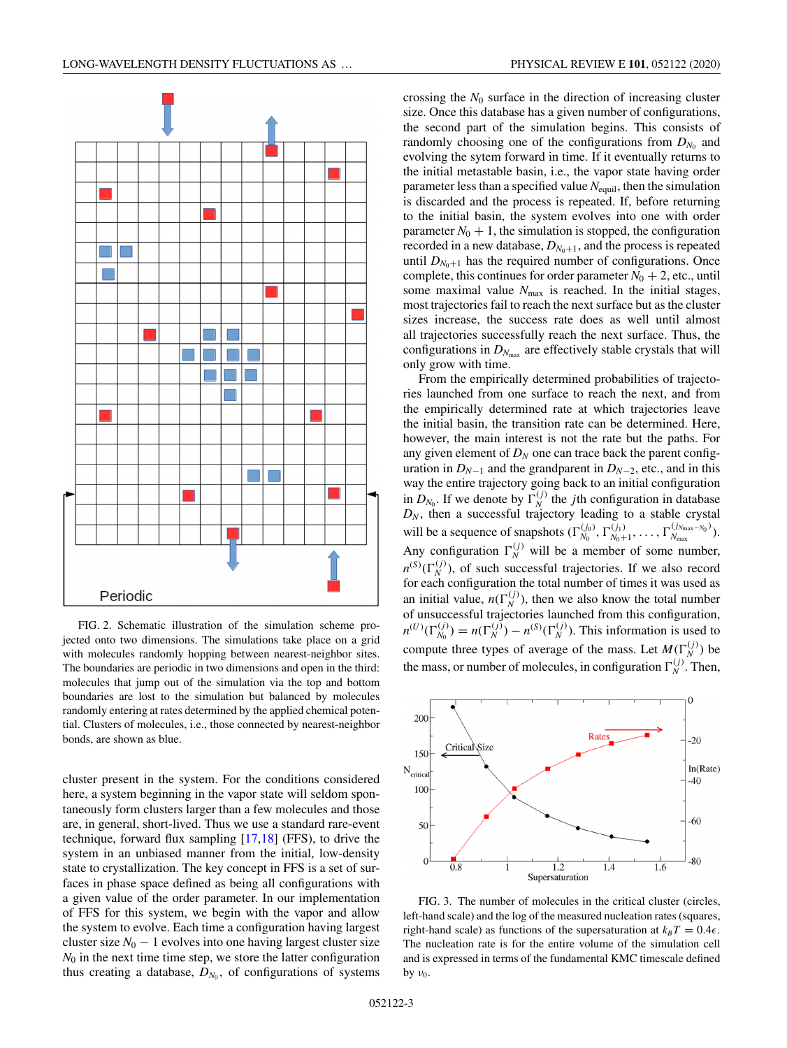FIG. 2. Schematic illustration of the simulation scheme projected onto two dimensions. The simulations take place on a grid with molecules randomly hopping between nearest-neighbor sites. The boundaries are periodic in two dimensions and open in the third: molecules that jump out of the simulation via the top and bottom boundaries are lost to the simulation but balanced by molecules randomly entering at rates determined by the applied chemical potential. Clusters of molecules, i.e., those connected by nearest-neighbor bonds, are shown as blue.

cluster present in the system. For the conditions considered here, a system beginning in the vapor state will seldom spontaneously form clusters larger than a few molecules and those are, in general, short-lived. Thus we use a standard rare-event technique, forward flux sampling [17,18] (FFS), to drive the system in an unbiased manner from the initial, low-density state to crystallization. The key concept in FFS is a set of surfaces in phase space defined as being all configurations with a given value of the order parameter. In our implementation of FFS for this system, we begin with the vapor and allow the system to evolve. Each time a configuration having largest cluster size $N_0 - 1$ evolves into one having largest cluster size $N_0$ in the next time time step, we store the latter configuration thus creating a database, $D_{N_0}$, of configurations of systems crossing the $N_0$ surface in the direction of increasing cluster size. Once this database has a given number of configurations, the second part of the simulation begins. This consists of randomly choosing one of the configurations from $D_{N_0}$ and evolving the sytem forward in time. If it eventually returns to the initial metastable basin, i.e., the vapor state having order parameter less than a specified value $N_{\text{equil}}$, then the simulation is discarded and the process is repeated. If, before returning to the initial basin, the system evolves into one with order parameter $N_0 + 1$, the simulation is stopped, the configuration recorded in a new database, $D_{N_0+1}$, and the process is repeated until $D_{N_0+1}$ has the required number of configurations. Once complete, this continues for order parameter $N_0 + 2$, etc., until some maximal value $N_{\max}$ is reached. In the initial stages, most trajectories fail to reach the next surface but as the cluster sizes increase, the success rate does as well until almost all trajectories successfully reach the next surface. Thus, the configurations in $D_{N_{\max}}$ are effectively stable crystals that will only grow with time.

From the empirically determined probabilities of trajectories launched from one surface to reach the next, and from the empirically determined rate at which trajectories leave the initial basin, the transition rate can be determined. Here, however, the main interest is not the rate but the paths. For any given element of $D_N$ one can trace back the parent configuration in $D_{N-1}$ and the grandparent in $D_{N-2}$, etc., and in this way the entire trajectory going back to an initial configuration in $D_{N_0}$. If we denote by $\Gamma_N^{(j)}$ the $j$th configuration in database $D_N$, then a successful trajectory leading to a stable crystal will be a sequence of snapshots $(\Gamma_{N_0}^{(j_0)}, \Gamma_{N_0+1}^{(j_1)}, \ldots, \Gamma_{N_{\max}}^{(j_{N_{\max}-N_0})})$. Any configuration $\Gamma_N^{(j)}$ will be a member of some number, $n^{(S)}(\Gamma_N^{(j)})$, of such successful trajectories. If we also record for each configuration the total number of times it was used as an initial value, $n(\Gamma_N^{(j)})$, then we also know the total number of unsuccessful trajectories launched from this configuration, $n^{(U)}(\Gamma_{N_0}^{(j)}) = n(\Gamma_N^{(j)}) - n^{(S)}(\Gamma_N^{(j)})$. This information is used to compute three types of average of the mass. Let $M(\Gamma_N^{(j)})$ be the mass, or number of molecules, in configuration $\Gamma_N^{(j)}$. Then,

FIG. 3. The number of molecules in the critical cluster (circles, left-hand scale) and the log of the measured nucleation rates (squares, right-hand scale) as functions of the supersaturation at $k_B T = 0.4\epsilon$. The nucleation rate is for the entire volume of the simulation cell and is expressed in terms of the fundamental KMC timescale defined by $\nu_0$.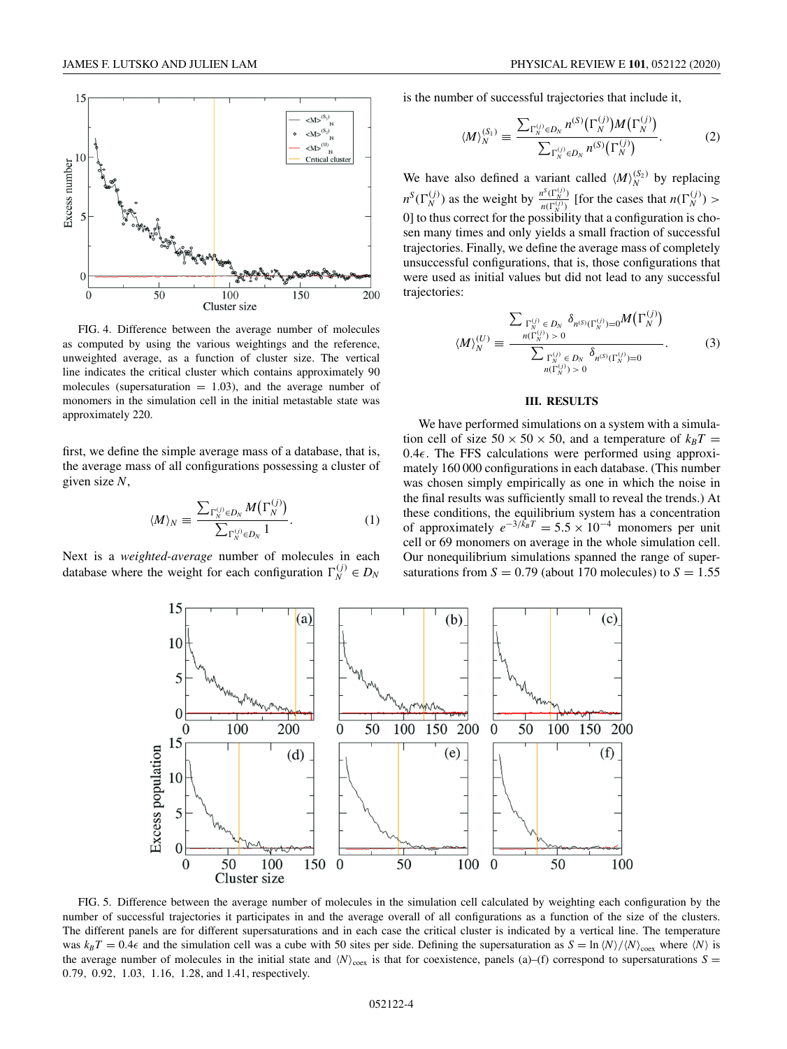FIG. 4. Difference between the average number of molecules as computed by using the various weightings and the reference, unweighted average, as a function of cluster size. The vertical line indicates the critical cluster which contains approximately 90 molecules (supersaturation = 1.03), and the average number of monomers in the simulation cell in the initial metastable state was approximately 220.

first, we define the simple average mass of a database, that is, the average mass of all configurations possessing a cluster of given size $N$,

$$\langle M \rangle_N \equiv \frac{\sum_{\Gamma_N^{(j)} \in D_N} M\left(\Gamma_N^{(j)}\right)}{\sum_{\Gamma_N^{(j)} \in D_N} 1}. \tag{1}$$

Next is a *weighted-average* number of molecules in each database where the weight for each configuration $\Gamma_N^{(j)} \in D_N$ is the number of successful trajectories that include it,

$$\langle M \rangle_N^{(S_1)} \equiv \frac{\sum_{\Gamma_N^{(j)} \in D_N} n^{(S)}\left(\Gamma_N^{(j)}\right) M\left(\Gamma_N^{(j)}\right)}{\sum_{\Gamma_N^{(j)} \in D_N} n^{(S)}\left(\Gamma_N^{(j)}\right)}. \tag{2}$$

We have also defined a variant called $\langle M \rangle_N^{(S_2)}$ by replacing $n^S(\Gamma_N^{(j)})$ as the weight by $\frac{n^S(\Gamma_N^{(j)})}{n(\Gamma_N^{(j)})}$ [for the cases that $n(\Gamma_N^{(j)}) > 0$] to thus correct for the possibility that a configuration is chosen many times and only yields a small fraction of successful trajectories. Finally, we define the average mass of completely unsuccessful configurations, that is, those configurations that were used as initial values but did not lead to any successful trajectories:

$$\langle M \rangle_N^{(U)} \equiv \frac{\sum_{\substack{\Gamma_N^{(j)} \in D_N \\ n(\Gamma_N^{(j)}) > 0}} \delta_{n^{(S)}(\Gamma_N^{(j)})=0} M\left(\Gamma_N^{(j)}\right)}{\sum_{\substack{\Gamma_N^{(j)} \in D_N \\ n(\Gamma_N^{(j)}) > 0}} \delta_{n^{(S)}(\Gamma_N^{(j)})=0}}. \tag{3}$$

## III. RESULTS

We have performed simulations on a system with a simulation cell of size $50 \times 50 \times 50$, and a temperature of $k_B T = 0.4\epsilon$. The FFS calculations were performed using approximately 160 000 configurations in each database. (This number was chosen simply empirically as one in which the noise in the final results was sufficiently small to reveal the trends.) At these conditions, the equilibrium system has a concentration of approximately $e^{-3/k_B T} = 5.5 \times 10^{-4}$ monomers per unit cell or 69 monomers on average in the whole simulation cell. Our nonequilibrium simulations spanned the range of supersaturations from $S = 0.79$ (about 170 molecules) to $S = 1.55$

FIG. 5. Difference between the average number of molecules in the simulation cell calculated by weighting each configuration by the number of successful trajectories it participates in and the average overall of all configurations as a function of the size of the clusters. The different panels are for different supersaturations and in each case the critical cluster is indicated by a vertical line. The temperature was $k_B T = 0.4\epsilon$ and the simulation cell was a cube with 50 sites per side. Defining the supersaturation as $S = \ln \langle N \rangle / \langle N \rangle_{\text{coex}}$ where $\langle N \rangle$ is the average number of molecules in the initial state and $\langle N \rangle_{\text{coex}}$ is that for coexistence, panels (a)–(f) correspond to supersaturations $S = 0.79,\ 0.92,\ 1.03,\ 1.16,\ 1.28,$ and $1.41$, respectively.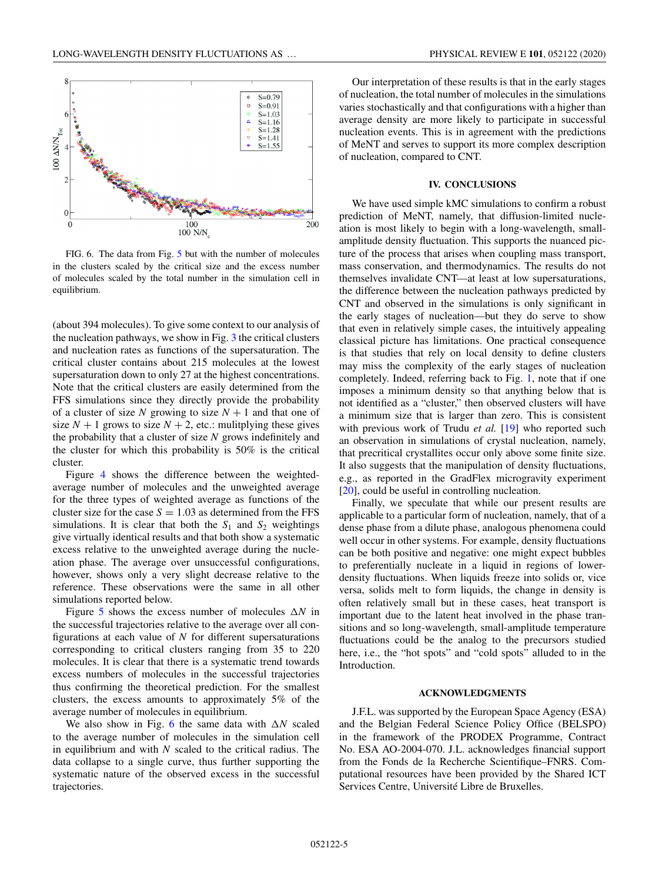FIG. 6. The data from Fig. 5 but with the number of molecules in the clusters scaled by the critical size and the excess number of molecules scaled by the total number in the simulation cell in equilibrium.

(about 394 molecules). To give some context to our analysis of the nucleation pathways, we show in Fig. 3 the critical clusters and nucleation rates as functions of the supersaturation. The critical cluster contains about 215 molecules at the lowest supersaturation down to only 27 at the highest concentrations. Note that the critical clusters are easily determined from the FFS simulations since they directly provide the probability of a cluster of size $N$ growing to size $N+1$ and that one of size $N+1$ grows to size $N+2$, etc.: mulitplying these gives the probability that a cluster of size $N$ grows indefinitely and the cluster for which this probability is 50% is the critical cluster.

Figure 4 shows the difference between the weighted-average number of molecules and the unweighted average for the three types of weighted average as functions of the cluster size for the case $S = 1.03$ as determined from the FFS simulations. It is clear that both the $S_1$ and $S_2$ weightings give virtually identical results and that both show a systematic excess relative to the unweighted average during the nucleation phase. The average over unsuccessful configurations, however, shows only a very slight decrease relative to the reference. These observations were the same in all other simulations reported below.

Figure 5 shows the excess number of molecules $\Delta N$ in the successful trajectories relative to the average over all configurations at each value of $N$ for different supersaturations corresponding to critical clusters ranging from 35 to 220 molecules. It is clear that there is a systematic trend towards excess numbers of molecules in the successful trajectories thus confirming the theoretical prediction. For the smallest clusters, the excess amounts to approximately 5% of the average number of molecules in equilibrium.

We also show in Fig. 6 the same data with $\Delta N$ scaled to the average number of molecules in the simulation cell in equilibrium and with $N$ scaled to the critical radius. The data collapse to a single curve, thus further supporting the systematic nature of the observed excess in the successful trajectories.

Our interpretation of these results is that in the early stages of nucleation, the total number of molecules in the simulations varies stochastically and that configurations with a higher than average density are more likely to participate in successful nucleation events. This is in agreement with the predictions of MeNT and serves to support its more complex description of nucleation, compared to CNT.

## IV. CONCLUSIONS

We have used simple kMC simulations to confirm a robust prediction of MeNT, namely, that diffusion-limited nucleation is most likely to begin with a long-wavelength, small-amplitude density fluctuation. This supports the nuanced picture of the process that arises when coupling mass transport, mass conservation, and thermodynamics. The results do not themselves invalidate CNT—at least at low supersaturations, the difference between the nucleation pathways predicted by CNT and observed in the simulations is only significant in the early stages of nucleation—but they do serve to show that even in relatively simple cases, the intuitively appealing classical picture has limitations. One practical consequence is that studies that rely on local density to define clusters may miss the complexity of the early stages of nucleation completely. Indeed, referring back to Fig. 1, note that if one imposes a minimum density so that anything below that is not identified as a "cluster," then observed clusters will have a minimum size that is larger than zero. This is consistent with previous work of Trudu *et al.* [19] who reported such an observation in simulations of crystal nucleation, namely, that precritical crystallites occur only above some finite size. It also suggests that the manipulation of density fluctuations, e.g., as reported in the GradFlex microgravity experiment [20], could be useful in controlling nucleation.

Finally, we speculate that while our present results are applicable to a particular form of nucleation, namely, that of a dense phase from a dilute phase, analogous phenomena could well occur in other systems. For example, density fluctuations can be both positive and negative: one might expect bubbles to preferentially nucleate in a liquid in regions of lower-density fluctuations. When liquids freeze into solids or, vice versa, solids melt to form liquids, the change in density is often relatively small but in these cases, heat transport is important due to the latent heat involved in the phase transitions and so long-wavelength, small-amplitude temperature fluctuations could be the analog to the precursors studied here, i.e., the "hot spots" and "cold spots" alluded to in the Introduction.

## ACKNOWLEDGMENTS

J.F.L. was supported by the European Space Agency (ESA) and the Belgian Federal Science Policy Office (BELSPO) in the framework of the PRODEX Programme, Contract No. ESA AO-2004-070. J.L. acknowledges financial support from the Fonds de la Recherche Scientifique–FNRS. Computational resources have been provided by the Shared ICT Services Centre, Université Libre de Bruxelles.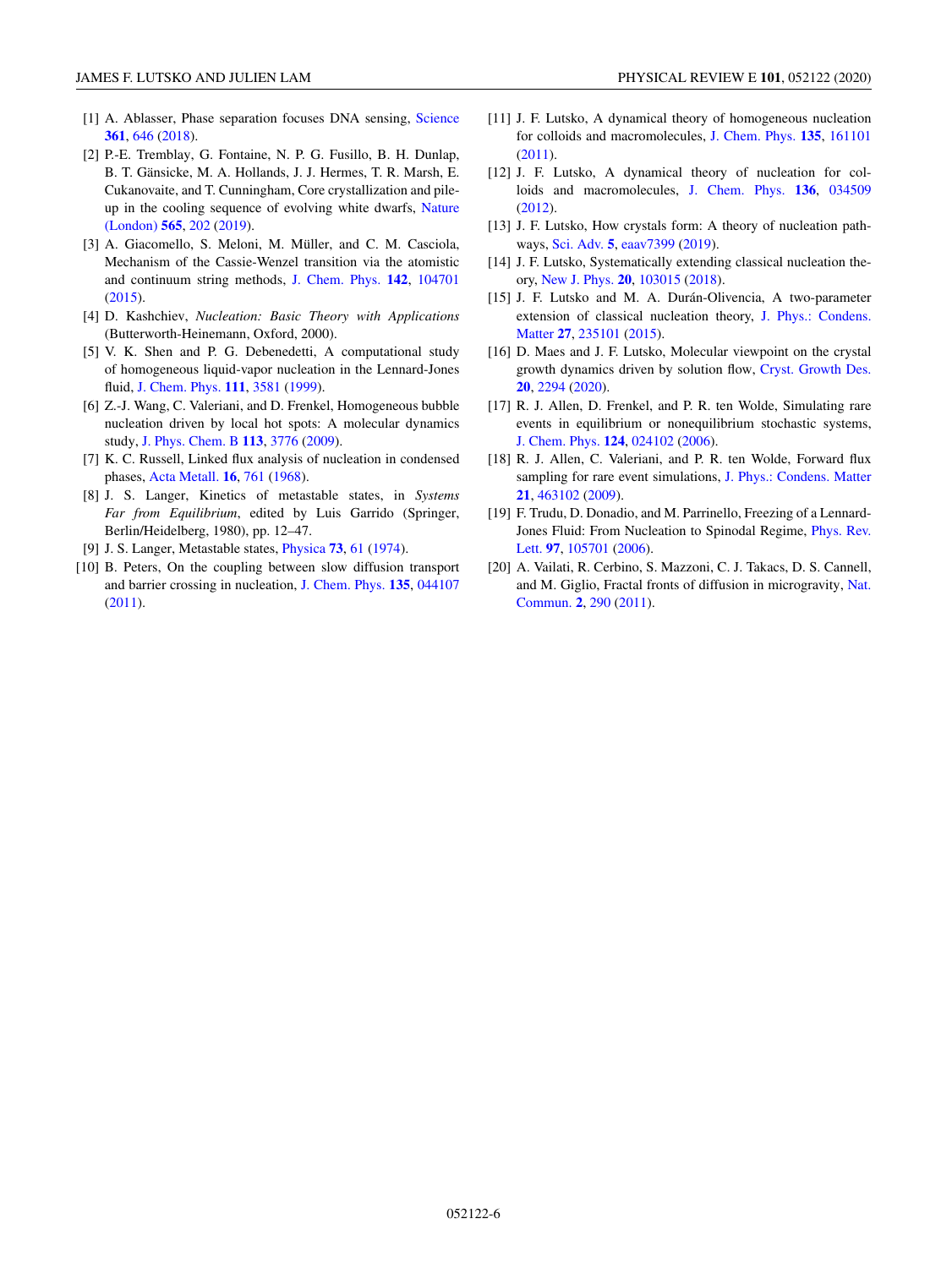[1] A. Ablasser, Phase separation focuses DNA sensing, Science **361**, 646 (2018).

[2] P.-E. Tremblay, G. Fontaine, N. P. G. Fusillo, B. H. Dunlap, B. T. Gänsicke, M. A. Hollands, J. J. Hermes, T. R. Marsh, E. Cukanovaite, and T. Cunningham, Core crystallization and pile-up in the cooling sequence of evolving white dwarfs, Nature (London) **565**, 202 (2019).

[3] A. Giacomello, S. Meloni, M. Müller, and C. M. Casciola, Mechanism of the Cassie-Wenzel transition via the atomistic and continuum string methods, J. Chem. Phys. **142**, 104701 (2015).

[4] D. Kashchiev, *Nucleation: Basic Theory with Applications* (Butterworth-Heinemann, Oxford, 2000).

[5] V. K. Shen and P. G. Debenedetti, A computational study of homogeneous liquid-vapor nucleation in the Lennard-Jones fluid, J. Chem. Phys. **111**, 3581 (1999).

[6] Z.-J. Wang, C. Valeriani, and D. Frenkel, Homogeneous bubble nucleation driven by local hot spots: A molecular dynamics study, J. Phys. Chem. B **113**, 3776 (2009).

[7] K. C. Russell, Linked flux analysis of nucleation in condensed phases, Acta Metall. **16**, 761 (1968).

[8] J. S. Langer, Kinetics of metastable states, in *Systems Far from Equilibrium*, edited by Luis Garrido (Springer, Berlin/Heidelberg, 1980), pp. 12–47.

[9] J. S. Langer, Metastable states, Physica **73**, 61 (1974).

[10] B. Peters, On the coupling between slow diffusion transport and barrier crossing in nucleation, J. Chem. Phys. **135**, 044107 (2011).

[11] J. F. Lutsko, A dynamical theory of homogeneous nucleation for colloids and macromolecules, J. Chem. Phys. **135**, 161101 (2011).

[12] J. F. Lutsko, A dynamical theory of nucleation for colloids and macromolecules, J. Chem. Phys. **136**, 034509 (2012).

[13] J. F. Lutsko, How crystals form: A theory of nucleation pathways, Sci. Adv. **5**, eaav7399 (2019).

[14] J. F. Lutsko, Systematically extending classical nucleation theory, New J. Phys. **20**, 103015 (2018).

[15] J. F. Lutsko and M. A. Durán-Olivencia, A two-parameter extension of classical nucleation theory, J. Phys.: Condens. Matter **27**, 235101 (2015).

[16] D. Maes and J. F. Lutsko, Molecular viewpoint on the crystal growth dynamics driven by solution flow, Cryst. Growth Des. **20**, 2294 (2020).

[17] R. J. Allen, D. Frenkel, and P. R. ten Wolde, Simulating rare events in equilibrium or nonequilibrium stochastic systems, J. Chem. Phys. **124**, 024102 (2006).

[18] R. J. Allen, C. Valeriani, and P. R. ten Wolde, Forward flux sampling for rare event simulations, J. Phys.: Condens. Matter **21**, 463102 (2009).

[19] F. Trudu, D. Donadio, and M. Parrinello, Freezing of a Lennard-Jones Fluid: From Nucleation to Spinodal Regime, Phys. Rev. Lett. **97**, 105701 (2006).

[20] A. Vailati, R. Cerbino, S. Mazzoni, C. J. Takacs, D. S. Cannell, and M. Giglio, Fractal fronts of diffusion in microgravity, Nat. Commun. **2**, 290 (2011).